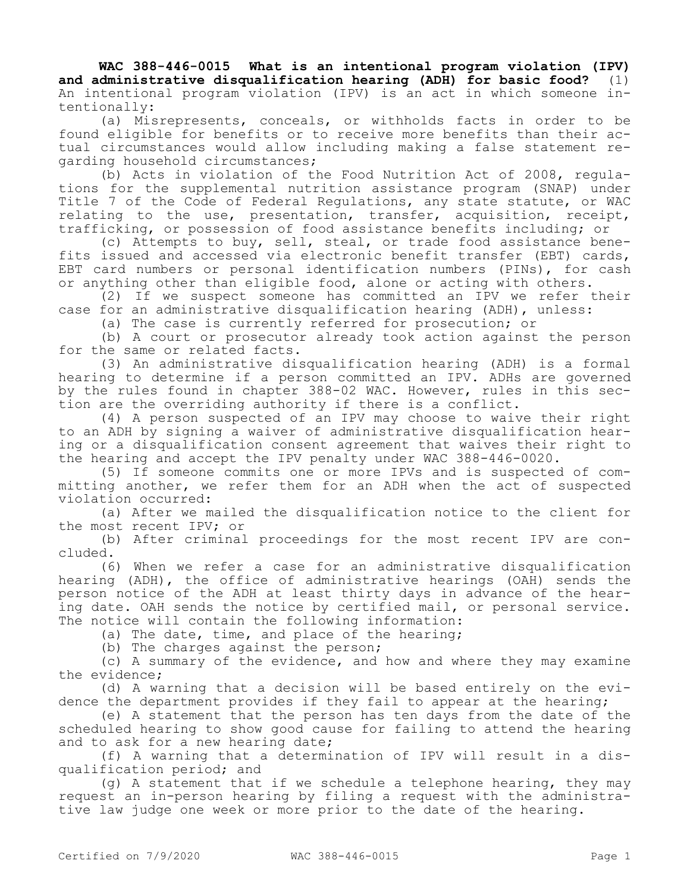**WAC 388-446-0015 What is an intentional program violation (IPV) and administrative disqualification hearing (ADH) for basic food?** (1) An intentional program violation (IPV) is an act in which someone intentionally:

(a) Misrepresents, conceals, or withholds facts in order to be found eligible for benefits or to receive more benefits than their actual circumstances would allow including making a false statement regarding household circumstances;

(b) Acts in violation of the Food Nutrition Act of 2008, regulations for the supplemental nutrition assistance program (SNAP) under Title 7 of the Code of Federal Regulations, any state statute, or WAC relating to the use, presentation, transfer, acquisition, receipt, trafficking, or possession of food assistance benefits including; or

(c) Attempts to buy, sell, steal, or trade food assistance benefits issued and accessed via electronic benefit transfer (EBT) cards, EBT card numbers or personal identification numbers (PINs), for cash or anything other than eligible food, alone or acting with others.

(2) If we suspect someone has committed an IPV we refer their case for an administrative disqualification hearing (ADH), unless:

(a) The case is currently referred for prosecution; or

(b) A court or prosecutor already took action against the person for the same or related facts.

(3) An administrative disqualification hearing (ADH) is a formal hearing to determine if a person committed an IPV. ADHs are governed by the rules found in chapter 388-02 WAC. However, rules in this section are the overriding authority if there is a conflict.

(4) A person suspected of an IPV may choose to waive their right to an ADH by signing a waiver of administrative disqualification hearing or a disqualification consent agreement that waives their right to the hearing and accept the IPV penalty under WAC 388-446-0020.

(5) If someone commits one or more IPVs and is suspected of committing another, we refer them for an ADH when the act of suspected violation occurred:

(a) After we mailed the disqualification notice to the client for the most recent IPV; or

(b) After criminal proceedings for the most recent IPV are concluded.

(6) When we refer a case for an administrative disqualification hearing (ADH), the office of administrative hearings (OAH) sends the person notice of the ADH at least thirty days in advance of the hearing date. OAH sends the notice by certified mail, or personal service. The notice will contain the following information:

(a) The date, time, and place of the hearing;

(b) The charges against the person;

(c) A summary of the evidence, and how and where they may examine the evidence;

(d) A warning that a decision will be based entirely on the evidence the department provides if they fail to appear at the hearing;

(e) A statement that the person has ten days from the date of the scheduled hearing to show good cause for failing to attend the hearing and to ask for a new hearing date;

(f) A warning that a determination of IPV will result in a disqualification period; and

(g) A statement that if we schedule a telephone hearing, they may request an in-person hearing by filing a request with the administrative law judge one week or more prior to the date of the hearing.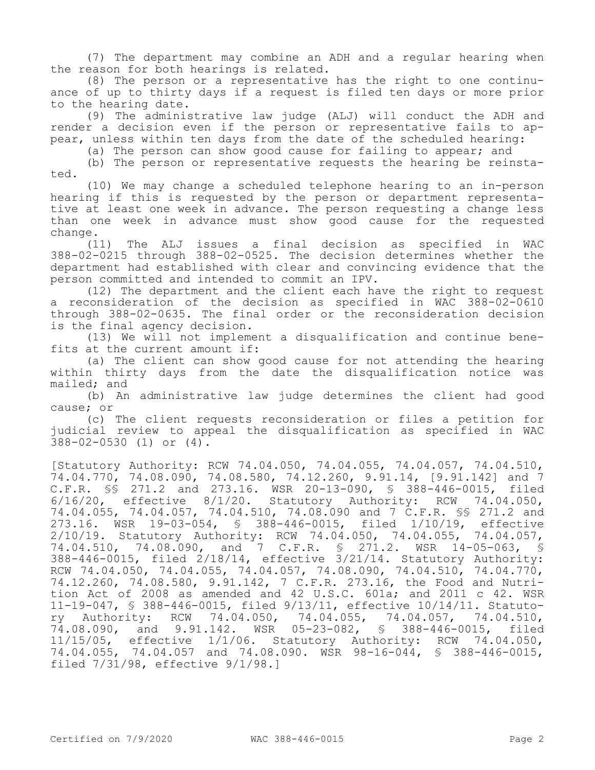(7) The department may combine an ADH and a regular hearing when the reason for both hearings is related.

(8) The person or a representative has the right to one continuance of up to thirty days if a request is filed ten days or more prior to the hearing date.

(9) The administrative law judge (ALJ) will conduct the ADH and render a decision even if the person or representative fails to appear, unless within ten days from the date of the scheduled hearing:

(a) The person can show good cause for failing to appear; and

(b) The person or representative requests the hearing be reinstated.

(10) We may change a scheduled telephone hearing to an in-person hearing if this is requested by the person or department representative at least one week in advance. The person requesting a change less than one week in advance must show good cause for the requested change.

(11) The ALJ issues a final decision as specified in WAC 388-02-0215 through 388-02-0525. The decision determines whether the department had established with clear and convincing evidence that the person committed and intended to commit an IPV.

(12) The department and the client each have the right to request a reconsideration of the decision as specified in WAC 388-02-0610 through 388-02-0635. The final order or the reconsideration decision is the final agency decision.

(13) We will not implement a disqualification and continue benefits at the current amount if:

(a) The client can show good cause for not attending the hearing within thirty days from the date the disqualification notice was mailed; and

(b) An administrative law judge determines the client had good cause; or

(c) The client requests reconsideration or files a petition for judicial review to appeal the disqualification as specified in WAC 388-02-0530 (1) or (4).

[Statutory Authority: RCW 74.04.050, 74.04.055, 74.04.057, 74.04.510, 74.04.770, 74.08.090, 74.08.580, 74.12.260, 9.91.14, [9.91.142] and 7 C.F.R. §§ 271.2 and 273.16. WSR 20-13-090, § 388-446-0015, filed 6/16/20, effective 8/1/20. Statutory Authority: RCW 74.04.050, 74.04.055, 74.04.057, 74.04.510, 74.08.090 and 7 C.F.R. §§ 271.2 and 273.16. WSR 19-03-054, § 388-446-0015, filed 1/10/19, effective 2/10/19. Statutory Authority: RCW 74.04.050, 74.04.055, 74.04.057, 74.04.510, 74.08.090, and 7 C.F.R. § 271.2. WSR 14-05-063, § 388-446-0015, filed 2/18/14, effective 3/21/14. Statutory Authority: RCW 74.04.050, 74.04.055, 74.04.057, 74.08.090, 74.04.510, 74.04.770, 74.12.260, 74.08.580, 9.91.142, 7 C.F.R. 273.16, the Food and Nutrition Act of 2008 as amended and 42 U.S.C. 601a; and 2011 c 42. WSR 11-19-047, § 388-446-0015, filed 9/13/11, effective 10/14/11. Statutory Authority: RCW 74.04.050, 74.04.055, 74.04.057, 74.04.510, 74.08.090, and 9.91.142. WSR 05-23-082, § 388-446-0015, filed 11/15/05, effective 1/1/06. Statutory Authority: RCW 74.04.050, 74.04.055, 74.04.057 and 74.08.090. WSR 98-16-044, § 388-446-0015, filed 7/31/98, effective 9/1/98.]